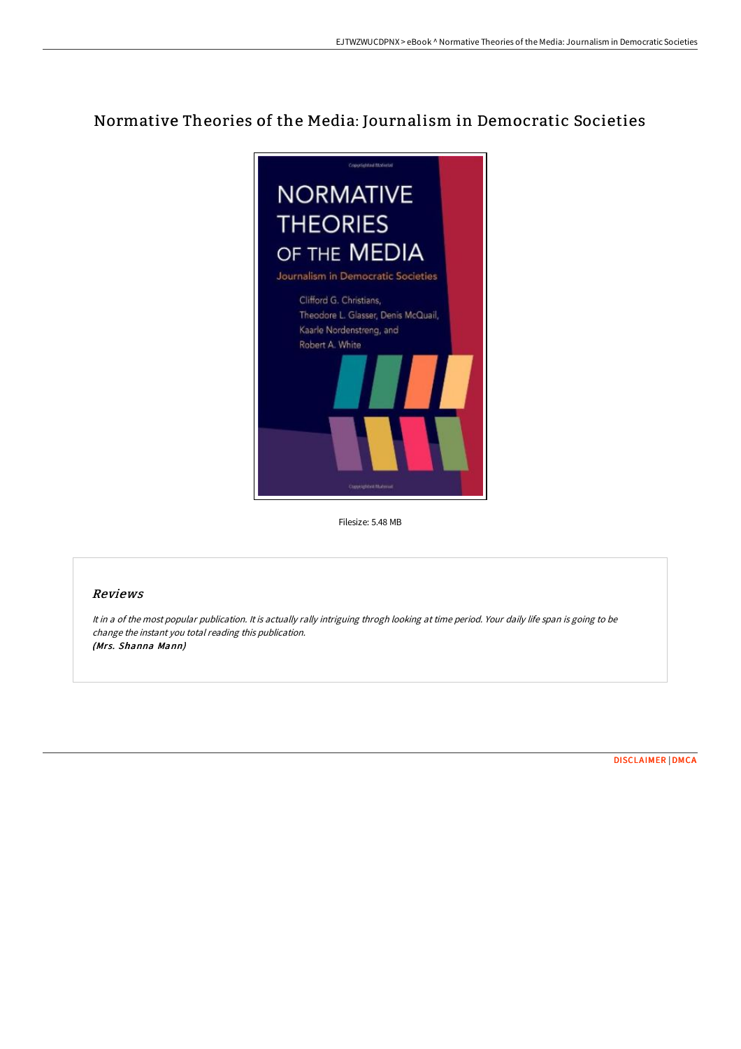# Normative Theories of the Media: Journalism in Democratic Societies

Filesize: 5.48 MB

## *Reviews*

*It in a of the most popular publication. It is actually rally intriguing throgh looking at time period. Your daily life span is going to be change the instant you total reading this publication.*
***(Mrs. Shanna Mann)***

DISCLAIMER | DMCA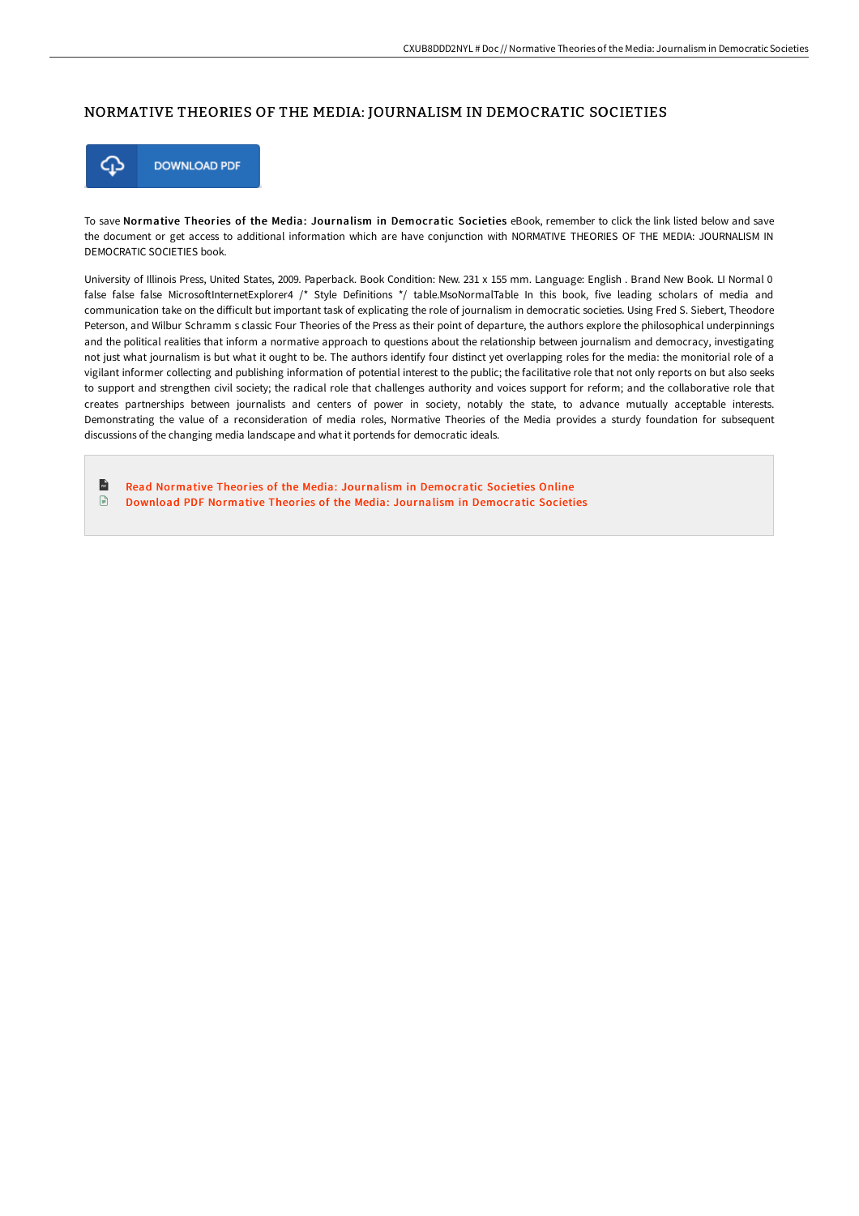# NORMATIVE THEORIES OF THE MEDIA: JOURNALISM IN DEMOCRATIC SOCIETIES

DOWNLOAD PDF

To save **Normative Theories of the Media: Journalism in Democratic Societies** eBook, remember to click the link listed below and save the document or get access to additional information which are have conjunction with NORMATIVE THEORIES OF THE MEDIA: JOURNALISM IN DEMOCRATIC SOCIETIES book.

University of Illinois Press, United States, 2009. Paperback. Book Condition: New. 231 x 155 mm. Language: English . Brand New Book. LI Normal 0 false false false MicrosoftInternetExplorer4 /* Style Definitions */ table.MsoNormalTable In this book, five leading scholars of media and communication take on the difficult but important task of explicating the role of journalism in democratic societies. Using Fred S. Siebert, Theodore Peterson, and Wilbur Schramm s classic Four Theories of the Press as their point of departure, the authors explore the philosophical underpinnings and the political realities that inform a normative approach to questions about the relationship between journalism and democracy, investigating not just what journalism is but what it ought to be. The authors identify four distinct yet overlapping roles for the media: the monitorial role of a vigilant informer collecting and publishing information of potential interest to the public; the facilitative role that not only reports on but also seeks to support and strengthen civil society; the radical role that challenges authority and voices support for reform; and the collaborative role that creates partnerships between journalists and centers of power in society, notably the state, to advance mutually acceptable interests. Demonstrating the value of a reconsideration of media roles, Normative Theories of the Media provides a sturdy foundation for subsequent discussions of the changing media landscape and what it portends for democratic ideals.

- Read Normative Theories of the Media: Journalism in Democratic Societies Online
- Download PDF Normative Theories of the Media: Journalism in Democratic Societies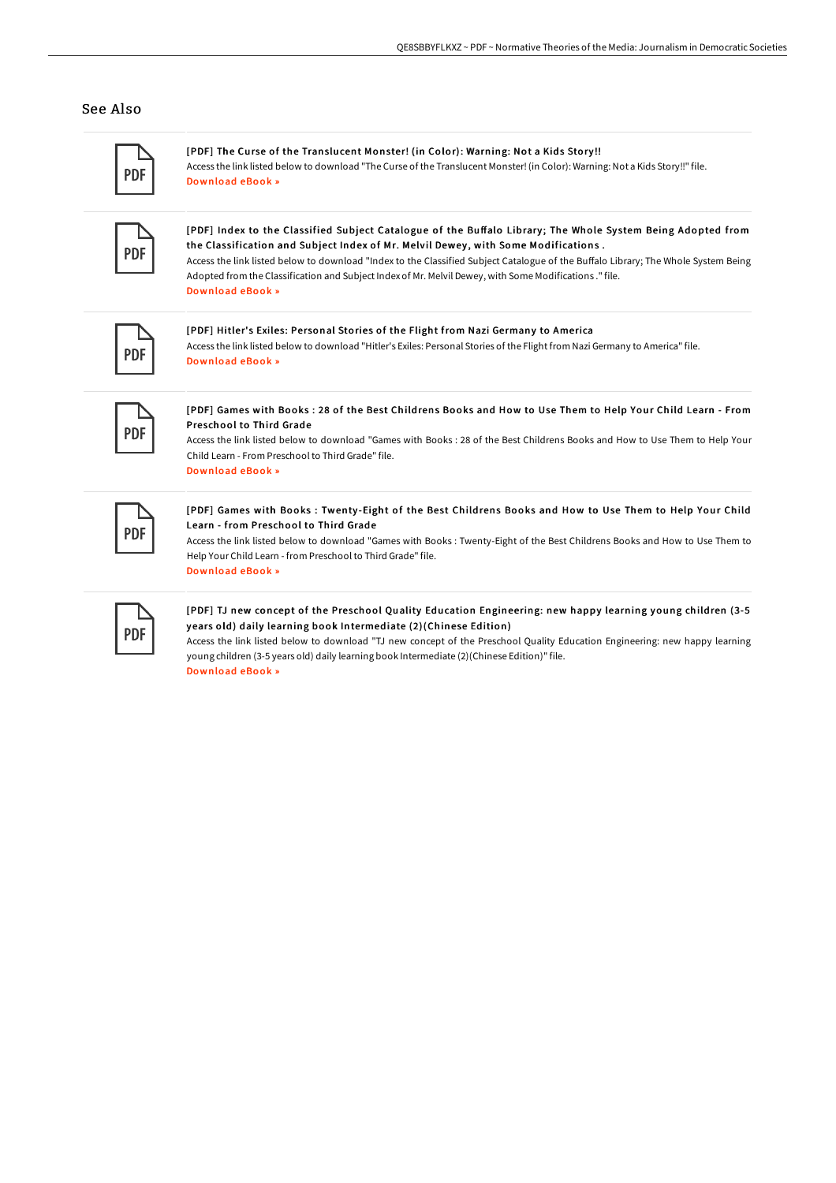## See Also

**[PDF] The Curse of the Translucent Monster! (in Color): Warning: Not a Kids Story!!**

Access the link listed below to download "The Curse of the Translucent Monster! (in Color): Warning: Not a Kids Story!!" file.

Download eBook »

**[PDF] Index to the Classified Subject Catalogue of the Buffalo Library; The Whole System Being Adopted from the Classification and Subject Index of Mr. Melvil Dewey, with Some Modifications .**

Access the link listed below to download "Index to the Classified Subject Catalogue of the Buffalo Library; The Whole System Being Adopted from the Classification and Subject Index of Mr. Melvil Dewey, with Some Modifications ." file.

Download eBook »

**[PDF] Hitler's Exiles: Personal Stories of the Flight from Nazi Germany to America**

Access the link listed below to download "Hitler's Exiles: Personal Stories of the Flight from Nazi Germany to America" file.

Download eBook »

**[PDF] Games with Books : 28 of the Best Childrens Books and How to Use Them to Help Your Child Learn - From Preschool to Third Grade**

Access the link listed below to download "Games with Books : 28 of the Best Childrens Books and How to Use Them to Help Your Child Learn - From Preschool to Third Grade" file.

Download eBook »

**[PDF] Games with Books : Twenty-Eight of the Best Childrens Books and How to Use Them to Help Your Child Learn - from Preschool to Third Grade**

Access the link listed below to download "Games with Books : Twenty-Eight of the Best Childrens Books and How to Use Them to Help Your Child Learn - from Preschool to Third Grade" file.

Download eBook »

**[PDF] TJ new concept of the Preschool Quality Education Engineering: new happy learning young children (3-5 years old) daily learning book Intermediate (2)(Chinese Edition)**

Access the link listed below to download "TJ new concept of the Preschool Quality Education Engineering: new happy learning young children (3-5 years old) daily learning book Intermediate (2)(Chinese Edition)" file.

Download eBook »